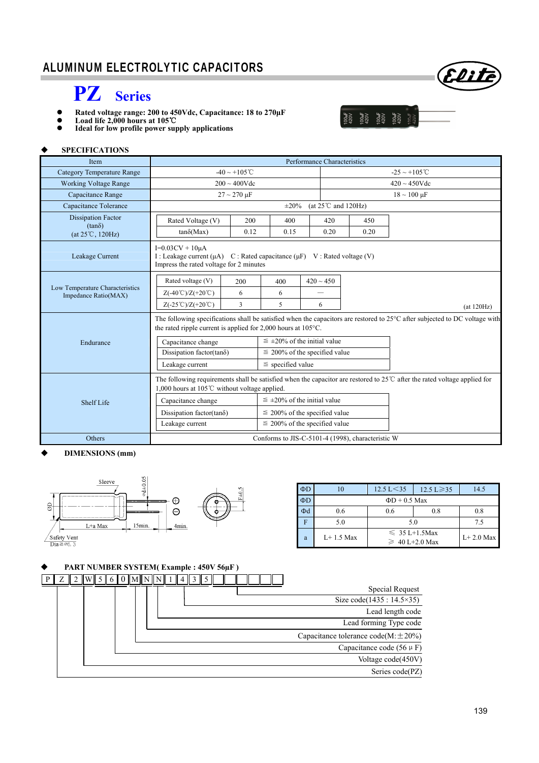# ALUMINUM ELECTROLYTIC CAPACITORS

## PZ Series

- Rated voltage range: 200 to 450Vdc, Capacitance: 18 to 270µF
- Load life 2,000 hours at 105℃
- Ideal for low profile power supply applications

### SPECIFICATIONS

| Item | Performance Characteristics | |
|---|---|---|
| Category Temperature Range | -40 ~ +105℃ | -25 ~ +105℃ |
| Working Voltage Range | 200 ~ 400Vdc | 420 ~ 450Vdc |
| Capacitance Range | 27 ~ 270 µF | 18 ~ 100 µF |
| Capacitance Tolerance | ±20% (at 25℃ and 120Hz) | |
| Dissipation Factor (tanδ) (at 25℃, 120Hz) | see table below | |
| Leakage Current | I=0.03CV + 10µA<br>I : Leakage current (µA) C : Rated capacitance (µF) V : Rated voltage (V)<br>Impress the rated voltage for 2 minutes | |
| Low Temperature Characteristics Impedance Ratio(MAX) | see table below (at 120Hz) | |
| Endurance | The following specifications shall be satisfied when the capacitors are restored to 25°C after subjected to DC voltage with the rated ripple current is applied for 2,000 hours at 105°C. (see table below) | |
| Shelf Life | The following requirements shall be satisfied when the capacitor are restored to 25℃ after the rated voltage applied for 1,000 hours at 105℃ without voltage applied. (see table below) | |
| Others | Conforms to JIS-C-5101-4 (1998), characteristic W | |

**Dissipation Factor (tanδ) (at 25℃, 120Hz)**

| Rated Voltage (V) | 200 | 400 | 420 | 450 |
|---|---|---|---|---|
| tanδ(Max) | 0.12 | 0.15 | 0.20 | 0.20 |

**Low Temperature Characteristics Impedance Ratio(MAX)**

| Rated voltage (V) | 200 | 400 | 420 ~ 450 |
|---|---|---|---|
| Z(-40℃)/Z(+20℃) | 6 | 6 | — |
| Z(-25℃)/Z(+20℃) | 3 | 5 | 6 |

(at 120Hz)

**Endurance**

| | |
|---|---|
| Capacitance change | ≦ ±20% of the initial value |
| Dissipation factor(tanδ) | ≦ 200% of the specified value |
| Leakage current | ≦ specified value |

**Shelf Life**

| | |
|---|---|
| Capacitance change | ≦ ±20% of the initial value |
| Dissipation factor(tanδ) | ≦ 200% of the specified value |
| Leakage current | ≦ 200% of the specified value |

### DIMENSIONS (mm)

Sleeve, ød±0.05, ΦD, L+a Max, 15min., 4min., F±0.5, Safety Vent Dia≧ø6.3

| ΦD | 10 | 12.5 L<35 | 12.5 L≧35 | 14.5 |
|---|---|---|---|---|
| ΦD | ΦD + 0.5 Max | | | |
| Φd | 0.6 | 0.6 | 0.8 | 0.8 |
| F | 5.0 | 5.0 | | 7.5 |
| a | L+ 1.5 Max | ≦ 35 L+1.5Max<br>≧ 40 L+2.0 Max | | L+ 2.0 Max |

### PART NUMBER SYSTEM( Example : 450V 56µF )

P Z 2 W 5 6 0 M N N 1 4 3 5 _ _ _ _ _ _

- Special Request
- Size code(1435 : 14.5×35)
- Lead length code
- Lead forming Type code
- Capacitance tolerance code(M:±20%)
- Capacitance code (56 µ F)
- Voltage code(450V)
- Series code(PZ)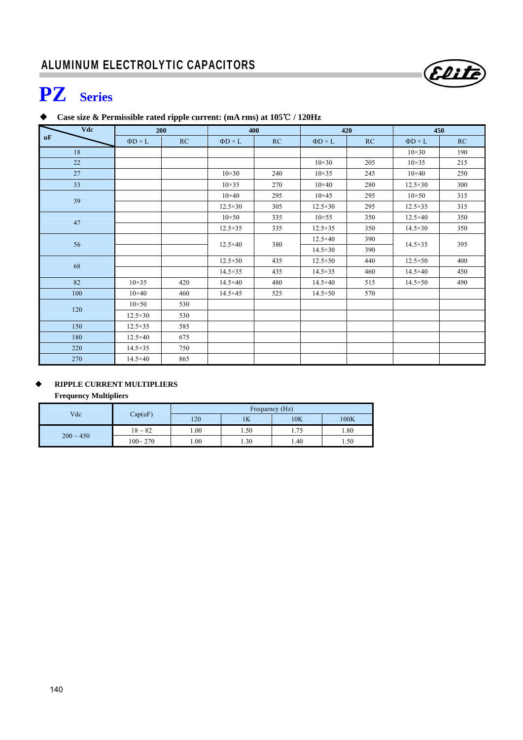# ALUMINUM ELECTROLYTIC CAPACITORS

# PZ Series

◆ **Case size & Permissible rated ripple current: (mA rms) at 105℃ / 120Hz**

| uF \ Vdc | 200 | | 400 | | 420 | | 450 | |
|---|---|---|---|---|---|---|---|---|
| | ΦD × L | RC | ΦD × L | RC | ΦD × L | RC | ΦD × L | RC |
| 18 | | | | | | | 10×30 | 190 |
| 22 | | | | | 10×30 | 205 | 10×35 | 215 |
| 27 | | | 10×30 | 240 | 10×35 | 245 | 10×40 | 250 |
| 33 | | | 10×35 | 270 | 10×40 | 280 | 12.5×30 | 300 |
| 39 | | | 10×40 | 295 | 10×45 | 295 | 10×50 | 315 |
| | | | 12.5×30 | 305 | 12.5×30 | 295 | 12.5×35 | 315 |
| 47 | | | 10×50 | 335 | 10×55 | 350 | 12.5×40 | 350 |
| | | | 12.5×35 | 335 | 12.5×35 | 350 | 14.5×30 | 350 |
| 56 | | | 12.5×40 | 380 | 12.5×40 | 390 | 14.5×35 | 395 |
| | | | | | 14.5×30 | 390 | | |
| 68 | | | 12.5×50 | 435 | 12.5×50 | 440 | 12.5×50 | 400 |
| | | | 14.5×35 | 435 | 14.5×35 | 460 | 14.5×40 | 450 |
| 82 | 10×35 | 420 | 14.5×40 | 480 | 14.5×40 | 515 | 14.5×50 | 490 |
| 100 | 10×40 | 460 | 14.5×45 | 525 | 14.5×50 | 570 | | |
| 120 | 10×50 | 530 | | | | | | |
| | 12.5×30 | 530 | | | | | | |
| 150 | 12.5×35 | 585 | | | | | | |
| 180 | 12.5×40 | 675 | | | | | | |
| 220 | 14.5×35 | 750 | | | | | | |
| 270 | 14.5×40 | 865 | | | | | | |

◆ **RIPPLE CURRENT MULTIPLIERS**

**Frequency Multipliers**

| Vdc | Cap(uF) | Frequency (Hz) | | | |
|---|---|---|---|---|---|
| | | 120 | 1K | 10K | 100K |
| 200 ~ 450 | 18 ~ 82 | 1.00 | 1.50 | 1.75 | 1.80 |
| | 100~ 270 | 1.00 | 1.30 | 1.40 | 1.50 |